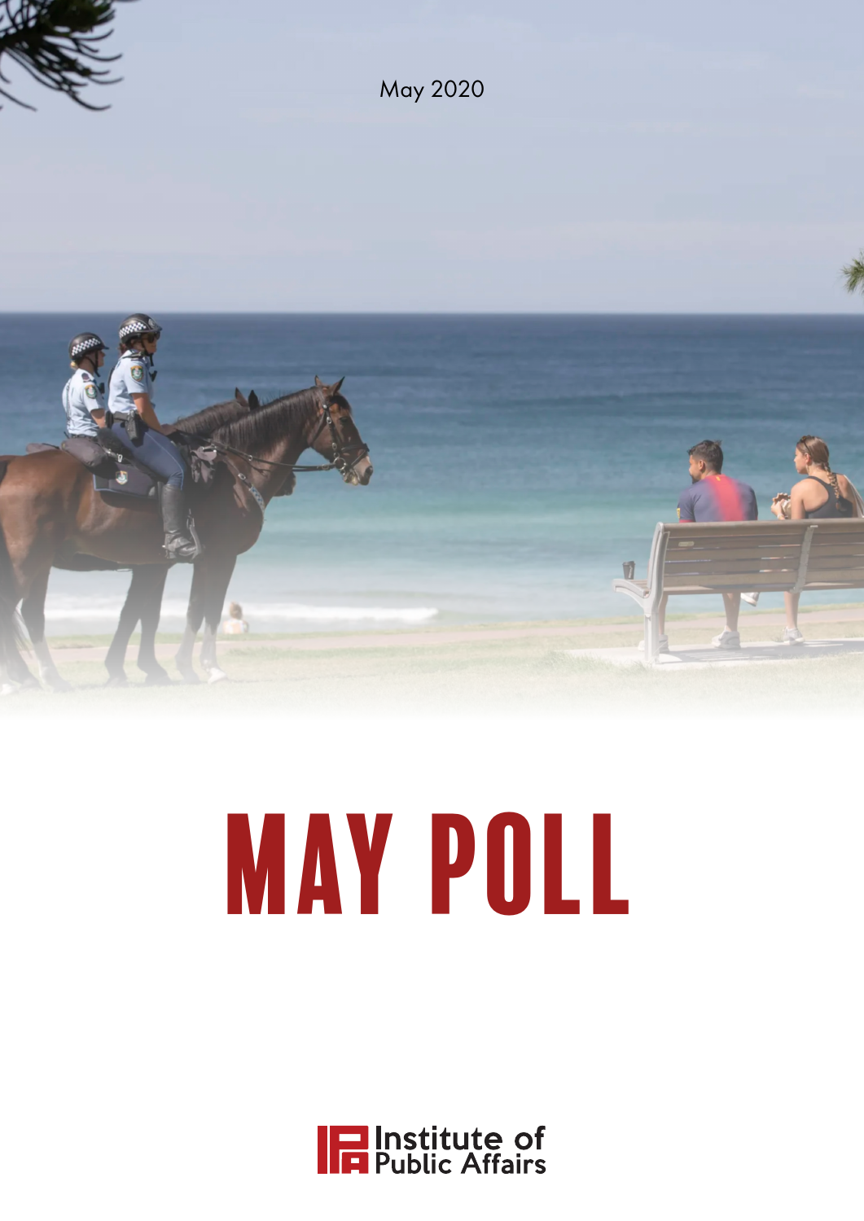May 2020

# MAY POLL

Institute of Public Affairs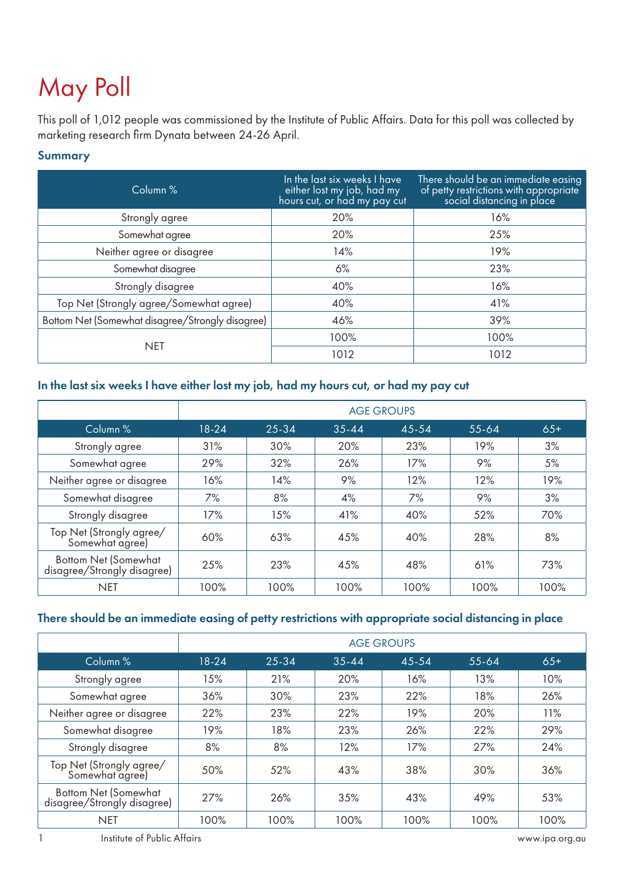# May Poll

This poll of 1,012 people was commissioned by the Institute of Public Affairs. Data for this poll was collected by marketing research firm Dynata between 24-26 April.

### Summary

| Column % | In the last six weeks I have either lost my job, had my hours cut, or had my pay cut | There should be an immediate easing of petty restrictions with appropriate social distancing in place |
|---|---|---|
| Strongly agree | 20% | 16% |
| Somewhat agree | 20% | 25% |
| Neither agree or disagree | 14% | 19% |
| Somewhat disagree | 6% | 23% |
| Strongly disagree | 40% | 16% |
| Top Net (Strongly agree/Somewhat agree) | 40% | 41% |
| Bottom Net (Somewhat disagree/Strongly disagree) | 46% | 39% |
| NET | 100% | 100% |
| | 1012 | 1012 |

### In the last six weeks I have either lost my job, had my hours cut, or had my pay cut

| | AGE GROUPS | | | | | |
|---|---|---|---|---|---|---|
| Column % | 18-24 | 25-34 | 35-44 | 45-54 | 55-64 | 65+ |
| Strongly agree | 31% | 30% | 20% | 23% | 19% | 3% |
| Somewhat agree | 29% | 32% | 26% | 17% | 9% | 5% |
| Neither agree or disagree | 16% | 14% | 9% | 12% | 12% | 19% |
| Somewhat disagree | 7% | 8% | 4% | 7% | 9% | 3% |
| Strongly disagree | 17% | 15% | 41% | 40% | 52% | 70% |
| Top Net (Strongly agree/ Somewhat agree) | 60% | 63% | 45% | 40% | 28% | 8% |
| Bottom Net (Somewhat disagree/Strongly disagree) | 25% | 23% | 45% | 48% | 61% | 73% |
| NET | 100% | 100% | 100% | 100% | 100% | 100% |

### There should be an immediate easing of petty restrictions with appropriate social distancing in place

| | AGE GROUPS | | | | | |
|---|---|---|---|---|---|---|
| Column % | 18-24 | 25-34 | 35-44 | 45-54 | 55-64 | 65+ |
| Strongly agree | 15% | 21% | 20% | 16% | 13% | 10% |
| Somewhat agree | 36% | 30% | 23% | 22% | 18% | 26% |
| Neither agree or disagree | 22% | 23% | 22% | 19% | 20% | 11% |
| Somewhat disagree | 19% | 18% | 23% | 26% | 22% | 29% |
| Strongly disagree | 8% | 8% | 12% | 17% | 27% | 24% |
| Top Net (Strongly agree/ Somewhat agree) | 50% | 52% | 43% | 38% | 30% | 36% |
| Bottom Net (Somewhat disagree/Strongly disagree) | 27% | 26% | 35% | 43% | 49% | 53% |
| NET | 100% | 100% | 100% | 100% | 100% | 100% |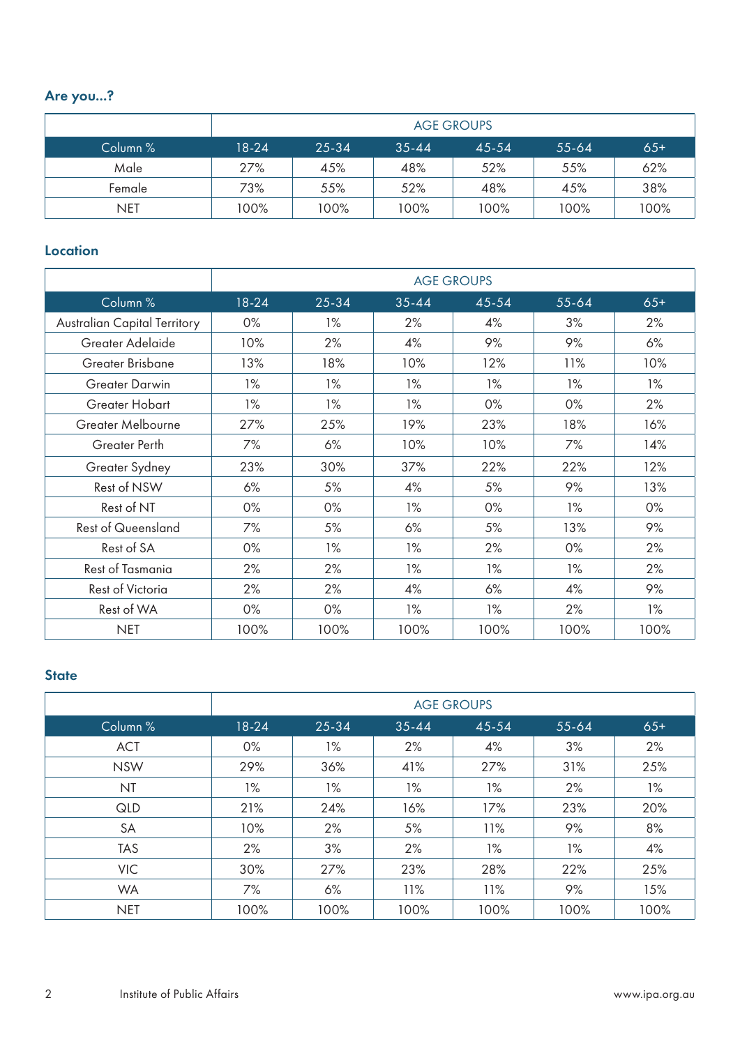### Are you...?

| | AGE GROUPS | | | | | |
|---|---|---|---|---|---|---|
| Column % | 18-24 | 25-34 | 35-44 | 45-54 | 55-64 | 65+ |
| Male | 27% | 45% | 48% | 52% | 55% | 62% |
| Female | 73% | 55% | 52% | 48% | 45% | 38% |
| NET | 100% | 100% | 100% | 100% | 100% | 100% |

### Location

| | AGE GROUPS | | | | | |
|---|---|---|---|---|---|---|
| Column % | 18-24 | 25-34 | 35-44 | 45-54 | 55-64 | 65+ |
| Australian Capital Territory | 0% | 1% | 2% | 4% | 3% | 2% |
| Greater Adelaide | 10% | 2% | 4% | 9% | 9% | 6% |
| Greater Brisbane | 13% | 18% | 10% | 12% | 11% | 10% |
| Greater Darwin | 1% | 1% | 1% | 1% | 1% | 1% |
| Greater Hobart | 1% | 1% | 1% | 0% | 0% | 2% |
| Greater Melbourne | 27% | 25% | 19% | 23% | 18% | 16% |
| Greater Perth | 7% | 6% | 10% | 10% | 7% | 14% |
| Greater Sydney | 23% | 30% | 37% | 22% | 22% | 12% |
| Rest of NSW | 6% | 5% | 4% | 5% | 9% | 13% |
| Rest of NT | 0% | 0% | 1% | 0% | 1% | 0% |
| Rest of Queensland | 7% | 5% | 6% | 5% | 13% | 9% |
| Rest of SA | 0% | 1% | 1% | 2% | 0% | 2% |
| Rest of Tasmania | 2% | 2% | 1% | 1% | 1% | 2% |
| Rest of Victoria | 2% | 2% | 4% | 6% | 4% | 9% |
| Rest of WA | 0% | 0% | 1% | 1% | 2% | 1% |
| NET | 100% | 100% | 100% | 100% | 100% | 100% |

### State

| | AGE GROUPS | | | | | |
|---|---|---|---|---|---|---|
| Column % | 18-24 | 25-34 | 35-44 | 45-54 | 55-64 | 65+ |
| ACT | 0% | 1% | 2% | 4% | 3% | 2% |
| NSW | 29% | 36% | 41% | 27% | 31% | 25% |
| NT | 1% | 1% | 1% | 1% | 2% | 1% |
| QLD | 21% | 24% | 16% | 17% | 23% | 20% |
| SA | 10% | 2% | 5% | 11% | 9% | 8% |
| TAS | 2% | 3% | 2% | 1% | 1% | 4% |
| VIC | 30% | 27% | 23% | 28% | 22% | 25% |
| WA | 7% | 6% | 11% | 11% | 9% | 15% |
| NET | 100% | 100% | 100% | 100% | 100% | 100% |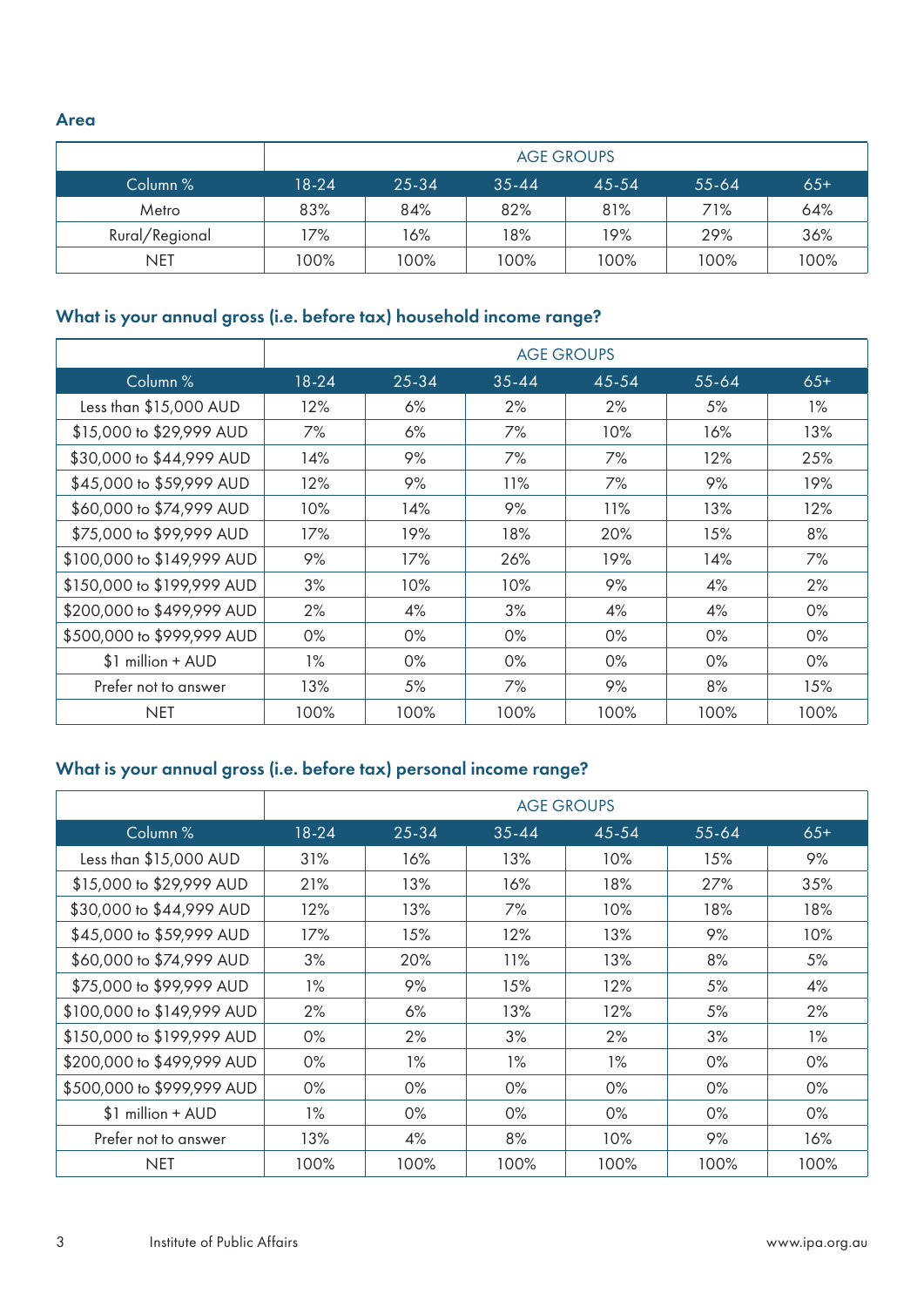### Area

| | AGE GROUPS | | | | | |
|---|---|---|---|---|---|---|
| Column % | 18-24 | 25-34 | 35-44 | 45-54 | 55-64 | 65+ |
| Metro | 83% | 84% | 82% | 81% | 71% | 64% |
| Rural/Regional | 17% | 16% | 18% | 19% | 29% | 36% |
| NET | 100% | 100% | 100% | 100% | 100% | 100% |

### What is your annual gross (i.e. before tax) household income range?

| | AGE GROUPS | | | | | |
|---|---|---|---|---|---|---|
| Column % | 18-24 | 25-34 | 35-44 | 45-54 | 55-64 | 65+ |
| Less than $15,000 AUD | 12% | 6% | 2% | 2% | 5% | 1% |
| $15,000 to $29,999 AUD | 7% | 6% | 7% | 10% | 16% | 13% |
| $30,000 to $44,999 AUD | 14% | 9% | 7% | 7% | 12% | 25% |
| $45,000 to $59,999 AUD | 12% | 9% | 11% | 7% | 9% | 19% |
| $60,000 to $74,999 AUD | 10% | 14% | 9% | 11% | 13% | 12% |
| $75,000 to $99,999 AUD | 17% | 19% | 18% | 20% | 15% | 8% |
| $100,000 to $149,999 AUD | 9% | 17% | 26% | 19% | 14% | 7% |
| $150,000 to $199,999 AUD | 3% | 10% | 10% | 9% | 4% | 2% |
| $200,000 to $499,999 AUD | 2% | 4% | 3% | 4% | 4% | 0% |
| $500,000 to $999,999 AUD | 0% | 0% | 0% | 0% | 0% | 0% |
| $1 million + AUD | 1% | 0% | 0% | 0% | 0% | 0% |
| Prefer not to answer | 13% | 5% | 7% | 9% | 8% | 15% |
| NET | 100% | 100% | 100% | 100% | 100% | 100% |

### What is your annual gross (i.e. before tax) personal income range?

| | AGE GROUPS | | | | | |
|---|---|---|---|---|---|---|
| Column % | 18-24 | 25-34 | 35-44 | 45-54 | 55-64 | 65+ |
| Less than $15,000 AUD | 31% | 16% | 13% | 10% | 15% | 9% |
| $15,000 to $29,999 AUD | 21% | 13% | 16% | 18% | 27% | 35% |
| $30,000 to $44,999 AUD | 12% | 13% | 7% | 10% | 18% | 18% |
| $45,000 to $59,999 AUD | 17% | 15% | 12% | 13% | 9% | 10% |
| $60,000 to $74,999 AUD | 3% | 20% | 11% | 13% | 8% | 5% |
| $75,000 to $99,999 AUD | 1% | 9% | 15% | 12% | 5% | 4% |
| $100,000 to $149,999 AUD | 2% | 6% | 13% | 12% | 5% | 2% |
| $150,000 to $199,999 AUD | 0% | 2% | 3% | 2% | 3% | 1% |
| $200,000 to $499,999 AUD | 0% | 1% | 1% | 1% | 0% | 0% |
| $500,000 to $999,999 AUD | 0% | 0% | 0% | 0% | 0% | 0% |
| $1 million + AUD | 1% | 0% | 0% | 0% | 0% | 0% |
| Prefer not to answer | 13% | 4% | 8% | 10% | 9% | 16% |
| NET | 100% | 100% | 100% | 100% | 100% | 100% |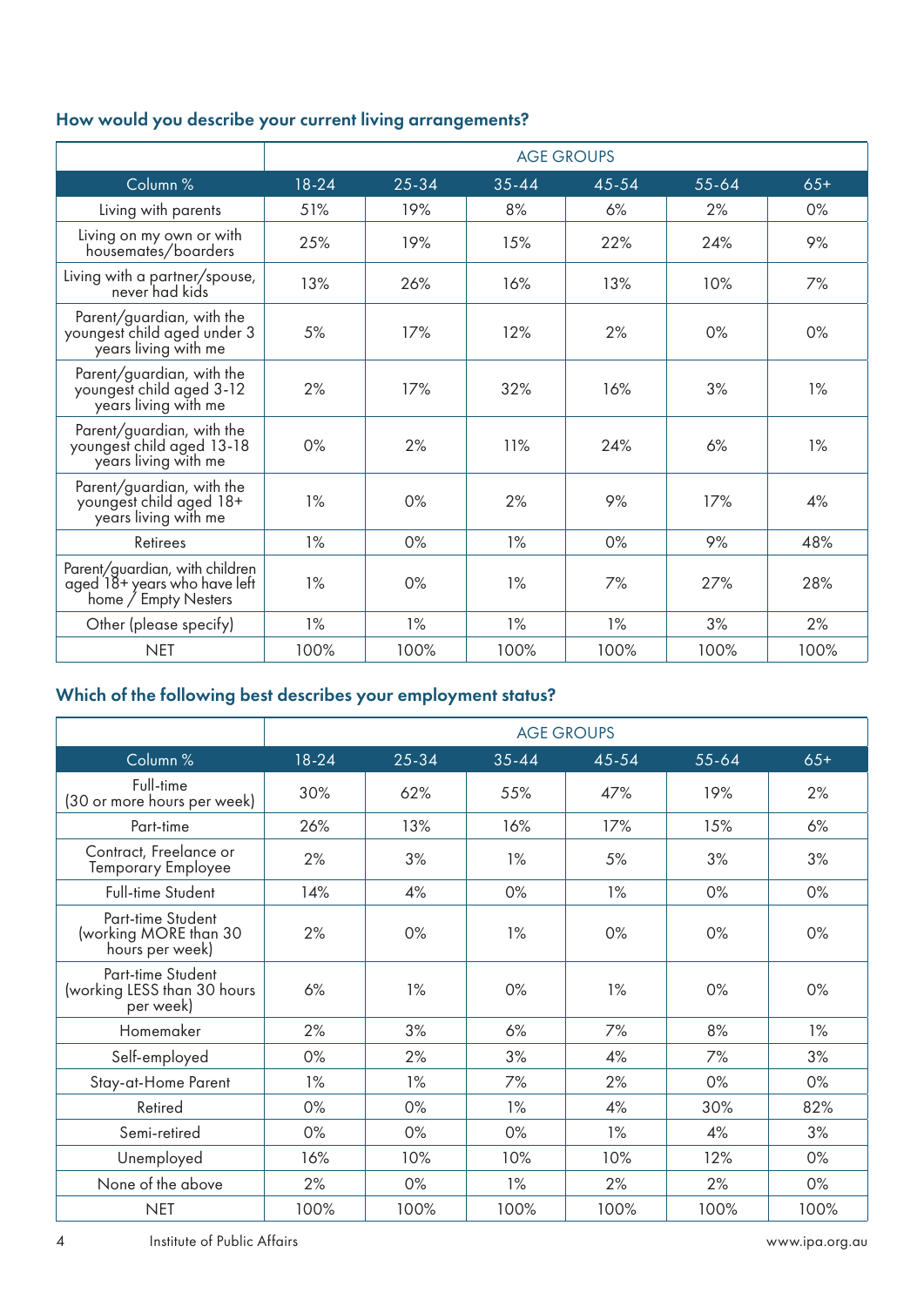### How would you describe your current living arrangements?

| | AGE GROUPS | | | | | |
|---|---|---|---|---|---|---|
| Column % | 18-24 | 25-34 | 35-44 | 45-54 | 55-64 | 65+ |
| Living with parents | 51% | 19% | 8% | 6% | 2% | 0% |
| Living on my own or with housemates/boarders | 25% | 19% | 15% | 22% | 24% | 9% |
| Living with a partner/spouse, never had kids | 13% | 26% | 16% | 13% | 10% | 7% |
| Parent/guardian, with the youngest child aged under 3 years living with me | 5% | 17% | 12% | 2% | 0% | 0% |
| Parent/guardian, with the youngest child aged 3-12 years living with me | 2% | 17% | 32% | 16% | 3% | 1% |
| Parent/guardian, with the youngest child aged 13-18 years living with me | 0% | 2% | 11% | 24% | 6% | 1% |
| Parent/guardian, with the youngest child aged 18+ years living with me | 1% | 0% | 2% | 9% | 17% | 4% |
| Retirees | 1% | 0% | 1% | 0% | 9% | 48% |
| Parent/guardian, with children aged 18+ years who have left home / Empty Nesters | 1% | 0% | 1% | 7% | 27% | 28% |
| Other (please specify) | 1% | 1% | 1% | 1% | 3% | 2% |
| NET | 100% | 100% | 100% | 100% | 100% | 100% |

### Which of the following best describes your employment status?

| | AGE GROUPS | | | | | |
|---|---|---|---|---|---|---|
| Column % | 18-24 | 25-34 | 35-44 | 45-54 | 55-64 | 65+ |
| Full-time (30 or more hours per week) | 30% | 62% | 55% | 47% | 19% | 2% |
| Part-time | 26% | 13% | 16% | 17% | 15% | 6% |
| Contract, Freelance or Temporary Employee | 2% | 3% | 1% | 5% | 3% | 3% |
| Full-time Student | 14% | 4% | 0% | 1% | 0% | 0% |
| Part-time Student (working MORE than 30 hours per week) | 2% | 0% | 1% | 0% | 0% | 0% |
| Part-time Student (working LESS than 30 hours per week) | 6% | 1% | 0% | 1% | 0% | 0% |
| Homemaker | 2% | 3% | 6% | 7% | 8% | 1% |
| Self-employed | 0% | 2% | 3% | 4% | 7% | 3% |
| Stay-at-Home Parent | 1% | 1% | 7% | 2% | 0% | 0% |
| Retired | 0% | 0% | 1% | 4% | 30% | 82% |
| Semi-retired | 0% | 0% | 0% | 1% | 4% | 3% |
| Unemployed | 16% | 10% | 10% | 10% | 12% | 0% |
| None of the above | 2% | 0% | 1% | 2% | 2% | 0% |
| NET | 100% | 100% | 100% | 100% | 100% | 100% |